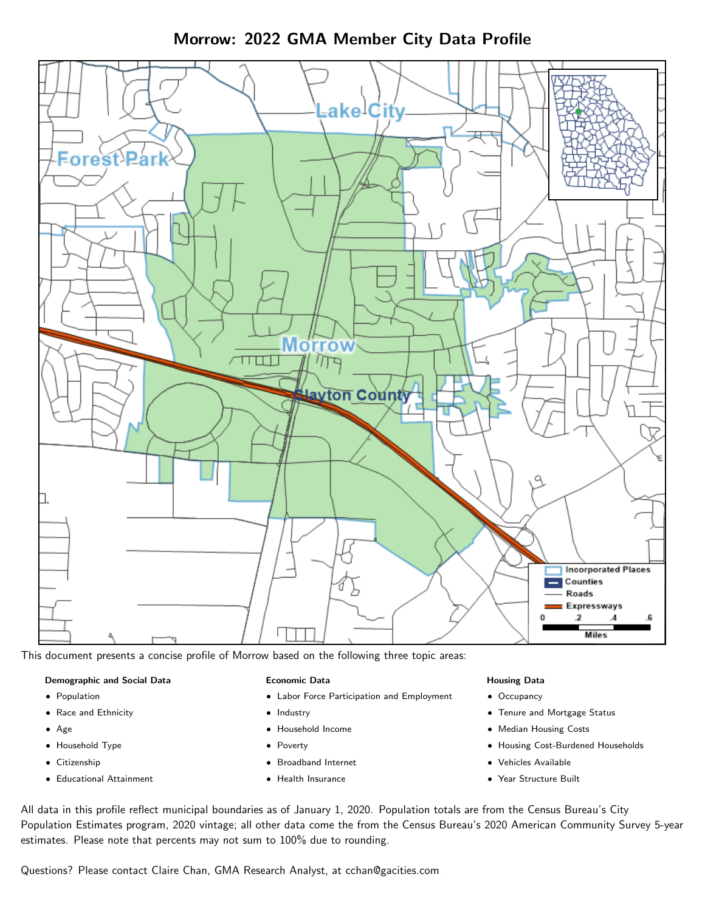# Morrow: 2022 GMA Member City Data Profile

This document presents a concise profile of Morrow based on the following three topic areas:

**Demographic and Social Data**

- Population
- Race and Ethnicity
- Age
- Household Type
- Citizenship
- Educational Attainment

**Economic Data**

- Labor Force Participation and Employment
- Industry
- Household Income
- Poverty
- Broadband Internet
- Health Insurance

**Housing Data**

- Occupancy
- Tenure and Mortgage Status
- Median Housing Costs
- Housing Cost-Burdened Households
- Vehicles Available
- Year Structure Built

All data in this profile reflect municipal boundaries as of January 1, 2020. Population totals are from the Census Bureau's City Population Estimates program, 2020 vintage; all other data come the from the Census Bureau's 2020 American Community Survey 5-year estimates. Please note that percents may not sum to 100% due to rounding.

Questions? Please contact Claire Chan, GMA Research Analyst, at cchan@gacities.com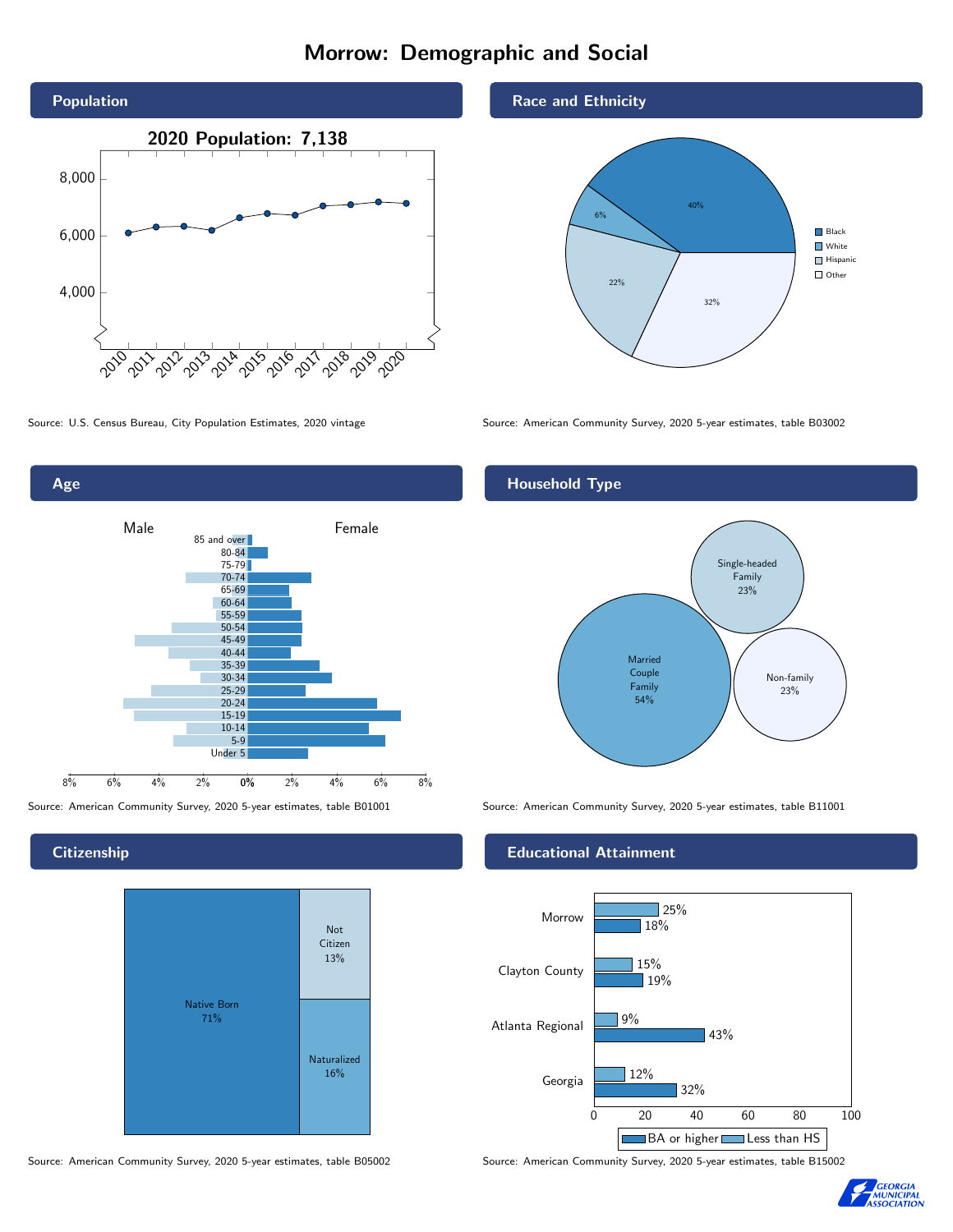# Morrow: Demographic and Social

## Population

2020 Population: 7,138

Source: U.S. Census Bureau, City Population Estimates, 2020 vintage

## Race and Ethnicity

| Race/Ethnicity | Share |
|---|---|
| Black | 40% |
| White | 6% |
| Hispanic | 22% |
| Other | 32% |

Source: American Community Survey, 2020 5-year estimates, table B03002

## Age

Source: American Community Survey, 2020 5-year estimates, table B01001

## Household Type

| Household Type | Share |
|---|---|
| Married Couple Family | 54% |
| Single-headed Family | 23% |
| Non-family | 23% |

Source: American Community Survey, 2020 5-year estimates, table B11001

## Citizenship

| Citizenship | Share |
|---|---|
| Native Born | 71% |
| Not Citizen | 13% |
| Naturalized | 16% |

Source: American Community Survey, 2020 5-year estimates, table B05002

## Educational Attainment

| Area | Less than HS | BA or higher |
|---|---|---|
| Morrow | 25% | 18% |
| Clayton County | 15% | 19% |
| Atlanta Regional | 9% | 43% |
| Georgia | 12% | 32% |

Source: American Community Survey, 2020 5-year estimates, table B15002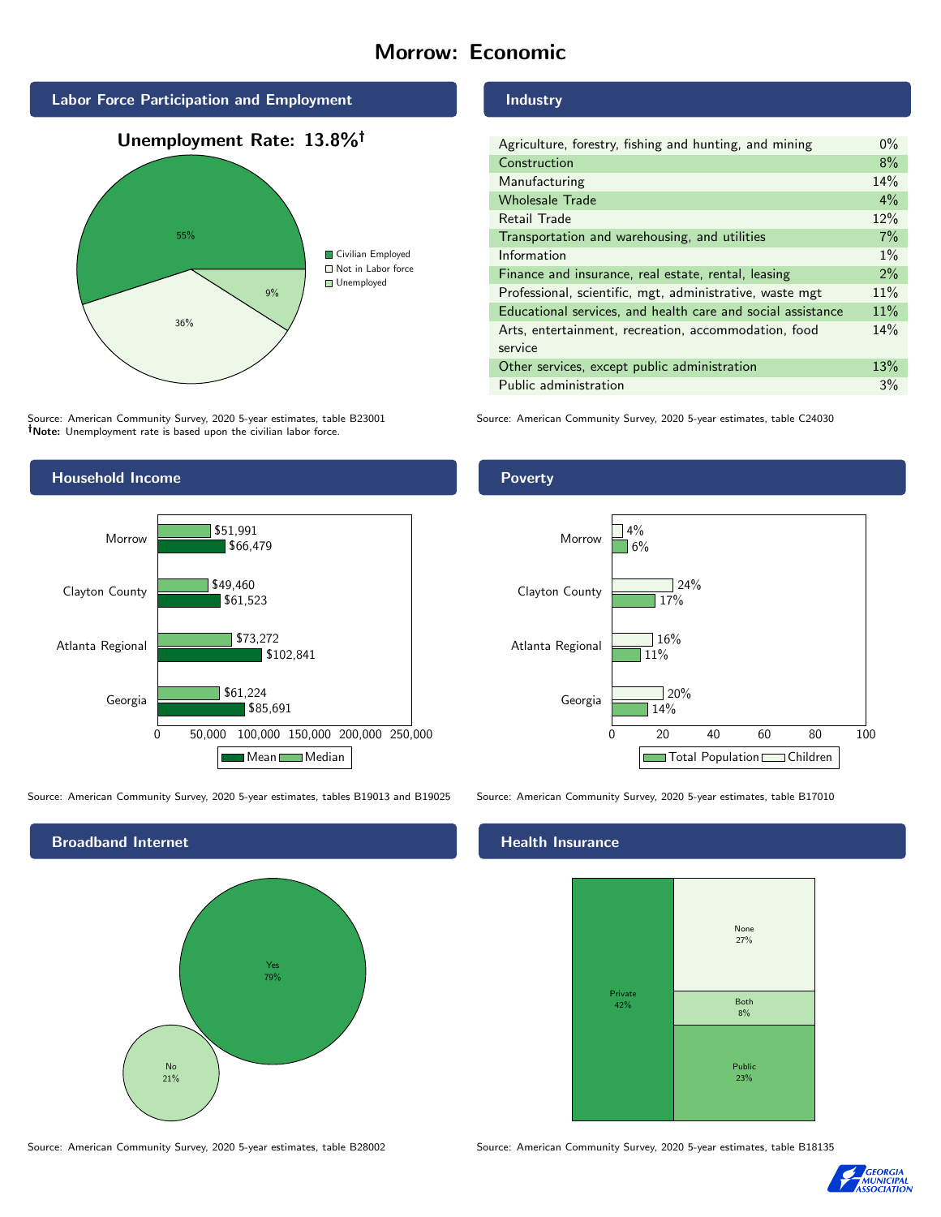# Morrow: Economic

## Labor Force Participation and Employment

**Unemployment Rate: 13.8%†**

| Category | Percent |
| --- | --- |
| Civilian Employed | 55% |
| Not in Labor force | 36% |
| Unemployed | 9% |

Source: American Community Survey, 2020 5-year estimates, table B23001
**†Note:** Unemployment rate is based upon the civilian labor force.

## Industry

| Industry | Percent |
| --- | --- |
| Agriculture, forestry, fishing and hunting, and mining | 0% |
| Construction | 8% |
| Manufacturing | 14% |
| Wholesale Trade | 4% |
| Retail Trade | 12% |
| Transportation and warehousing, and utilities | 7% |
| Information | 1% |
| Finance and insurance, real estate, rental, leasing | 2% |
| Professional, scientific, mgt, administrative, waste mgt | 11% |
| Educational services, and health care and social assistance | 11% |
| Arts, entertainment, recreation, accommodation, food service | 14% |
| Other services, except public administration | 13% |
| Public administration | 3% |

Source: American Community Survey, 2020 5-year estimates, table C24030

## Household Income

| | Median | Mean |
| --- | --- | --- |
| Morrow | $51,991 | $66,479 |
| Clayton County | $49,460 | $61,523 |
| Atlanta Regional | $73,272 | $102,841 |
| Georgia | $61,224 | $85,691 |

Source: American Community Survey, 2020 5-year estimates, tables B19013 and B19025

## Poverty

| | Children | Total Population |
| --- | --- | --- |
| Morrow | 4% | 6% |
| Clayton County | 24% | 17% |
| Atlanta Regional | 16% | 11% |
| Georgia | 20% | 14% |

Source: American Community Survey, 2020 5-year estimates, table B17010

## Broadband Internet

| | Percent |
| --- | --- |
| Yes | 79% |
| No | 21% |

Source: American Community Survey, 2020 5-year estimates, table B28002

## Health Insurance

| | Percent |
| --- | --- |
| Private | 42% |
| None | 27% |
| Both | 8% |
| Public | 23% |

Source: American Community Survey, 2020 5-year estimates, table B18135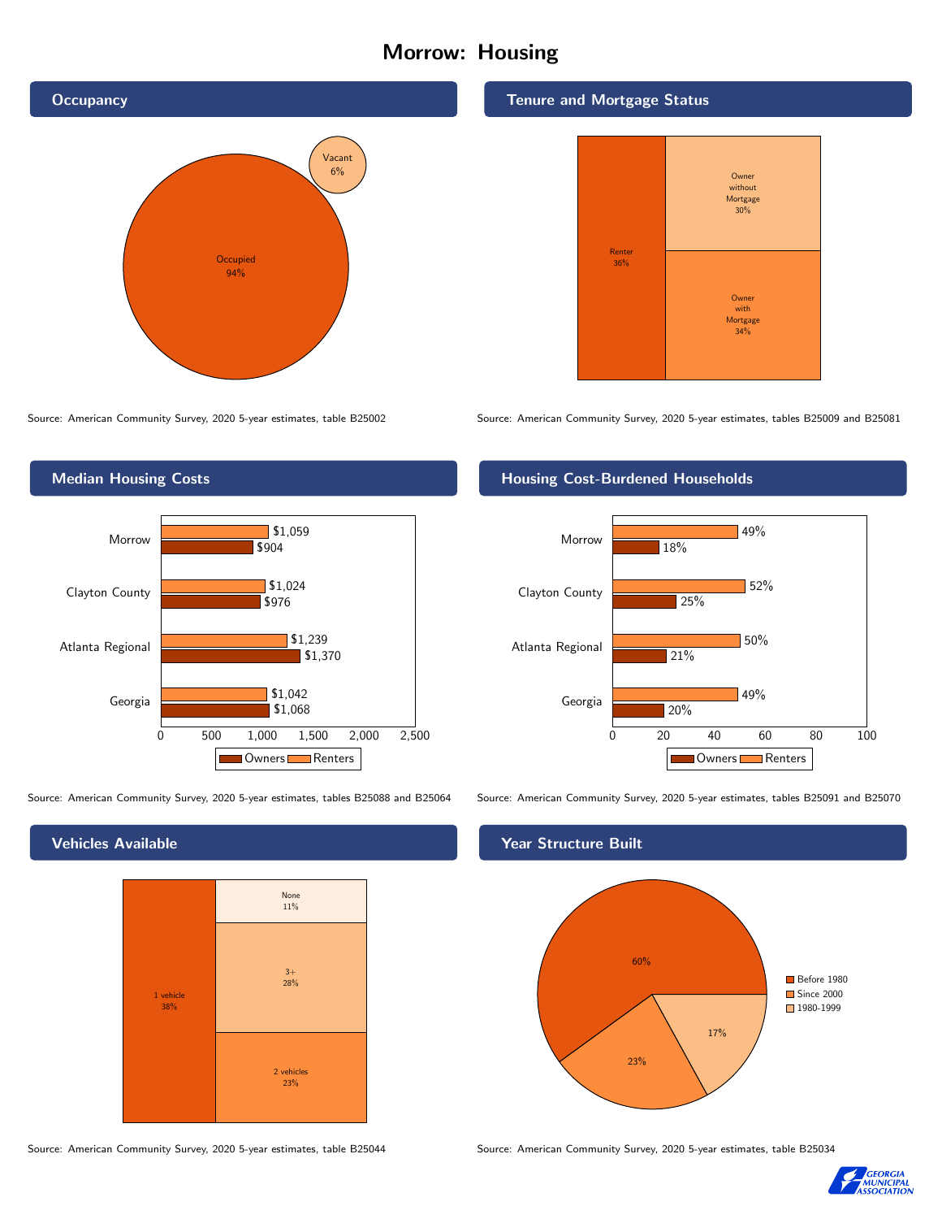# Morrow: Housing

## Occupancy

Vacant
6%

Occupied
94%

Source: American Community Survey, 2020 5-year estimates, table B25002

## Tenure and Mortgage Status

Renter
36%

Owner without Mortgage
30%

Owner with Mortgage
34%

Source: American Community Survey, 2020 5-year estimates, tables B25009 and B25081

## Median Housing Costs

Morrow
$1,059
$904

Clayton County
$1,024
$976

Atlanta Regional
$1,239
$1,370

Georgia
$1,042
$1,068

0 500 1,000 1,500 2,000 2,500

Owners Renters

Source: American Community Survey, 2020 5-year estimates, tables B25088 and B25064

## Housing Cost-Burdened Households

Morrow
49%
18%

Clayton County
52%
25%

Atlanta Regional
50%
21%

Georgia
49%
20%

0 20 40 60 80 100

Owners Renters

Source: American Community Survey, 2020 5-year estimates, tables B25091 and B25070

## Vehicles Available

1 vehicle
38%

None
11%

3+
28%

2 vehicles
23%

Source: American Community Survey, 2020 5-year estimates, table B25044

## Year Structure Built

60%
23%
17%

Before 1980
Since 2000
1980-1999

Source: American Community Survey, 2020 5-year estimates, table B25034

GEORGIA MUNICIPAL ASSOCIATION